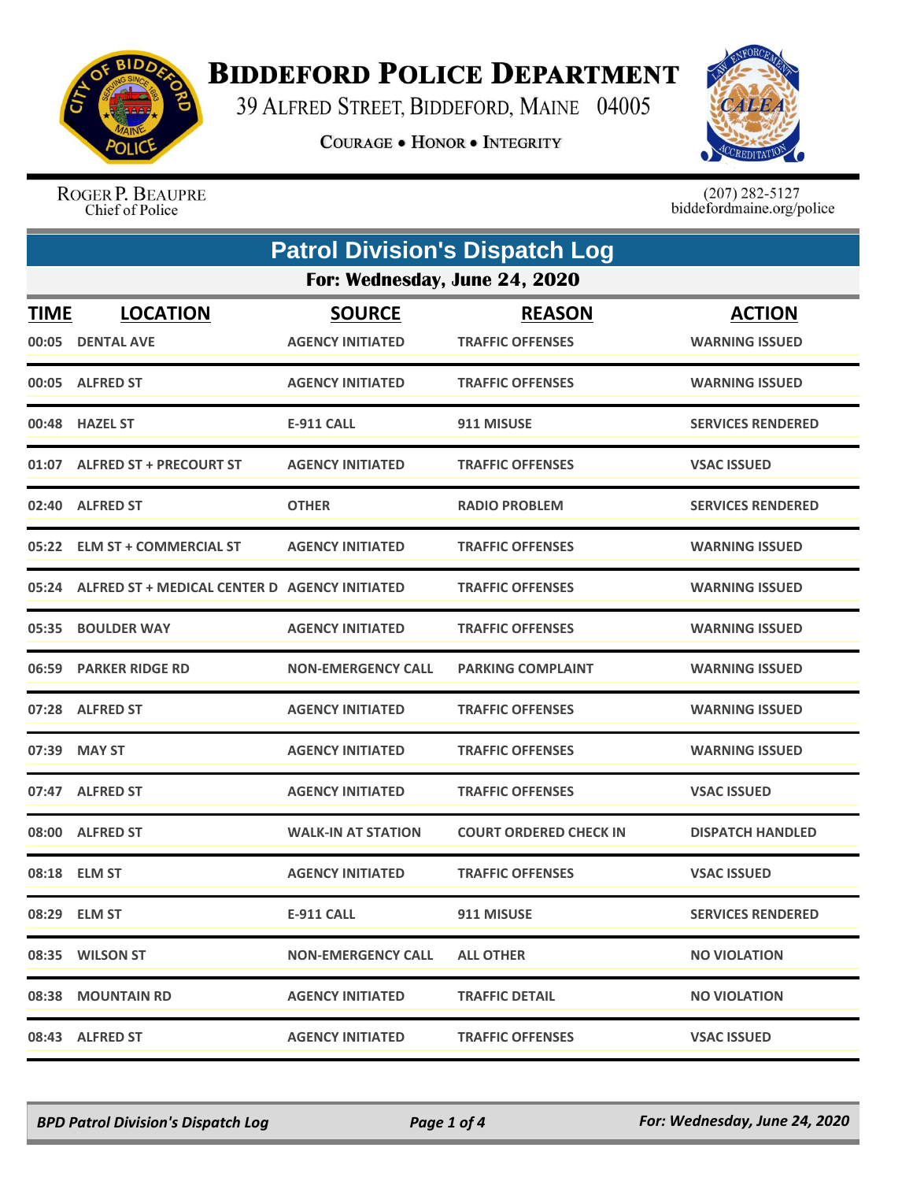# BIDDEFORD POLICE DEPARTMENT

39 ALFRED STREET, BIDDEFORD, MAINE 04005

COURAGE • HONOR • INTEGRITY

ROGER P. BEAUPRE
Chief of Police

(207) 282-5127
biddefordmaine.org/police

## Patrol Division's Dispatch Log

### For: Wednesday, June 24, 2020

| TIME | LOCATION | SOURCE | REASON | ACTION |
|---|---|---|---|---|
| 00:05 | DENTAL AVE | AGENCY INITIATED | TRAFFIC OFFENSES | WARNING ISSUED |
| 00:05 | ALFRED ST | AGENCY INITIATED | TRAFFIC OFFENSES | WARNING ISSUED |
| 00:48 | HAZEL ST | E-911 CALL | 911 MISUSE | SERVICES RENDERED |
| 01:07 | ALFRED ST + PRECOURT ST | AGENCY INITIATED | TRAFFIC OFFENSES | VSAC ISSUED |
| 02:40 | ALFRED ST | OTHER | RADIO PROBLEM | SERVICES RENDERED |
| 05:22 | ELM ST + COMMERCIAL ST | AGENCY INITIATED | TRAFFIC OFFENSES | WARNING ISSUED |
| 05:24 | ALFRED ST + MEDICAL CENTER D | AGENCY INITIATED | TRAFFIC OFFENSES | WARNING ISSUED |
| 05:35 | BOULDER WAY | AGENCY INITIATED | TRAFFIC OFFENSES | WARNING ISSUED |
| 06:59 | PARKER RIDGE RD | NON-EMERGENCY CALL | PARKING COMPLAINT | WARNING ISSUED |
| 07:28 | ALFRED ST | AGENCY INITIATED | TRAFFIC OFFENSES | WARNING ISSUED |
| 07:39 | MAY ST | AGENCY INITIATED | TRAFFIC OFFENSES | WARNING ISSUED |
| 07:47 | ALFRED ST | AGENCY INITIATED | TRAFFIC OFFENSES | VSAC ISSUED |
| 08:00 | ALFRED ST | WALK-IN AT STATION | COURT ORDERED CHECK IN | DISPATCH HANDLED |
| 08:18 | ELM ST | AGENCY INITIATED | TRAFFIC OFFENSES | VSAC ISSUED |
| 08:29 | ELM ST | E-911 CALL | 911 MISUSE | SERVICES RENDERED |
| 08:35 | WILSON ST | NON-EMERGENCY CALL | ALL OTHER | NO VIOLATION |
| 08:38 | MOUNTAIN RD | AGENCY INITIATED | TRAFFIC DETAIL | NO VIOLATION |
| 08:43 | ALFRED ST | AGENCY INITIATED | TRAFFIC OFFENSES | VSAC ISSUED |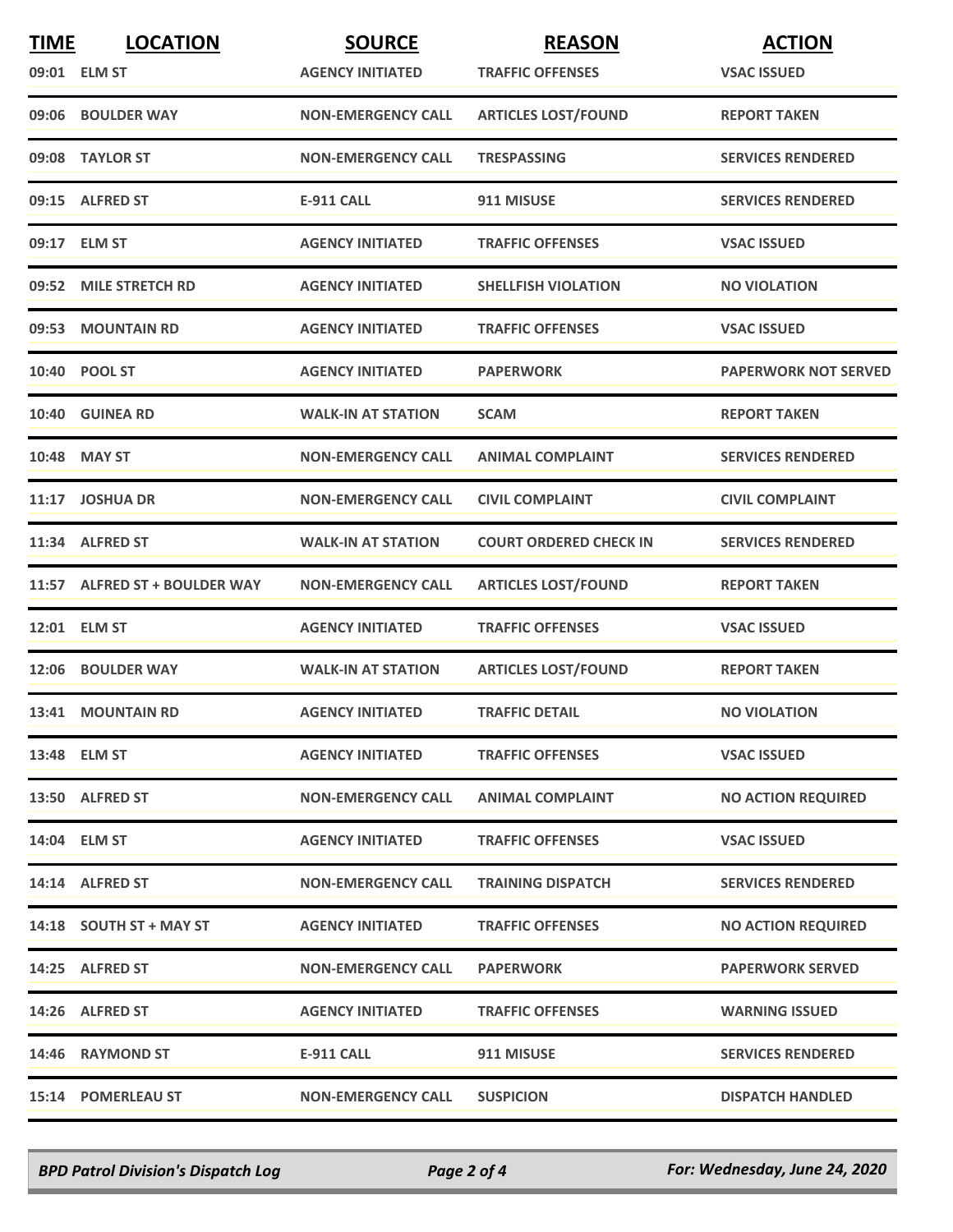| TIME | LOCATION | SOURCE | REASON | ACTION |
|---|---|---|---|---|
| 09:01 | ELM ST | AGENCY INITIATED | TRAFFIC OFFENSES | VSAC ISSUED |
| 09:06 | BOULDER WAY | NON-EMERGENCY CALL | ARTICLES LOST/FOUND | REPORT TAKEN |
| 09:08 | TAYLOR ST | NON-EMERGENCY CALL | TRESPASSING | SERVICES RENDERED |
| 09:15 | ALFRED ST | E-911 CALL | 911 MISUSE | SERVICES RENDERED |
| 09:17 | ELM ST | AGENCY INITIATED | TRAFFIC OFFENSES | VSAC ISSUED |
| 09:52 | MILE STRETCH RD | AGENCY INITIATED | SHELLFISH VIOLATION | NO VIOLATION |
| 09:53 | MOUNTAIN RD | AGENCY INITIATED | TRAFFIC OFFENSES | VSAC ISSUED |
| 10:40 | POOL ST | AGENCY INITIATED | PAPERWORK | PAPERWORK NOT SERVED |
| 10:40 | GUINEA RD | WALK-IN AT STATION | SCAM | REPORT TAKEN |
| 10:48 | MAY ST | NON-EMERGENCY CALL | ANIMAL COMPLAINT | SERVICES RENDERED |
| 11:17 | JOSHUA DR | NON-EMERGENCY CALL | CIVIL COMPLAINT | CIVIL COMPLAINT |
| 11:34 | ALFRED ST | WALK-IN AT STATION | COURT ORDERED CHECK IN | SERVICES RENDERED |
| 11:57 | ALFRED ST + BOULDER WAY | NON-EMERGENCY CALL | ARTICLES LOST/FOUND | REPORT TAKEN |
| 12:01 | ELM ST | AGENCY INITIATED | TRAFFIC OFFENSES | VSAC ISSUED |
| 12:06 | BOULDER WAY | WALK-IN AT STATION | ARTICLES LOST/FOUND | REPORT TAKEN |
| 13:41 | MOUNTAIN RD | AGENCY INITIATED | TRAFFIC DETAIL | NO VIOLATION |
| 13:48 | ELM ST | AGENCY INITIATED | TRAFFIC OFFENSES | VSAC ISSUED |
| 13:50 | ALFRED ST | NON-EMERGENCY CALL | ANIMAL COMPLAINT | NO ACTION REQUIRED |
| 14:04 | ELM ST | AGENCY INITIATED | TRAFFIC OFFENSES | VSAC ISSUED |
| 14:14 | ALFRED ST | NON-EMERGENCY CALL | TRAINING DISPATCH | SERVICES RENDERED |
| 14:18 | SOUTH ST + MAY ST | AGENCY INITIATED | TRAFFIC OFFENSES | NO ACTION REQUIRED |
| 14:25 | ALFRED ST | NON-EMERGENCY CALL | PAPERWORK | PAPERWORK SERVED |
| 14:26 | ALFRED ST | AGENCY INITIATED | TRAFFIC OFFENSES | WARNING ISSUED |
| 14:46 | RAYMOND ST | E-911 CALL | 911 MISUSE | SERVICES RENDERED |
| 15:14 | POMERLEAU ST | NON-EMERGENCY CALL | SUSPICION | DISPATCH HANDLED |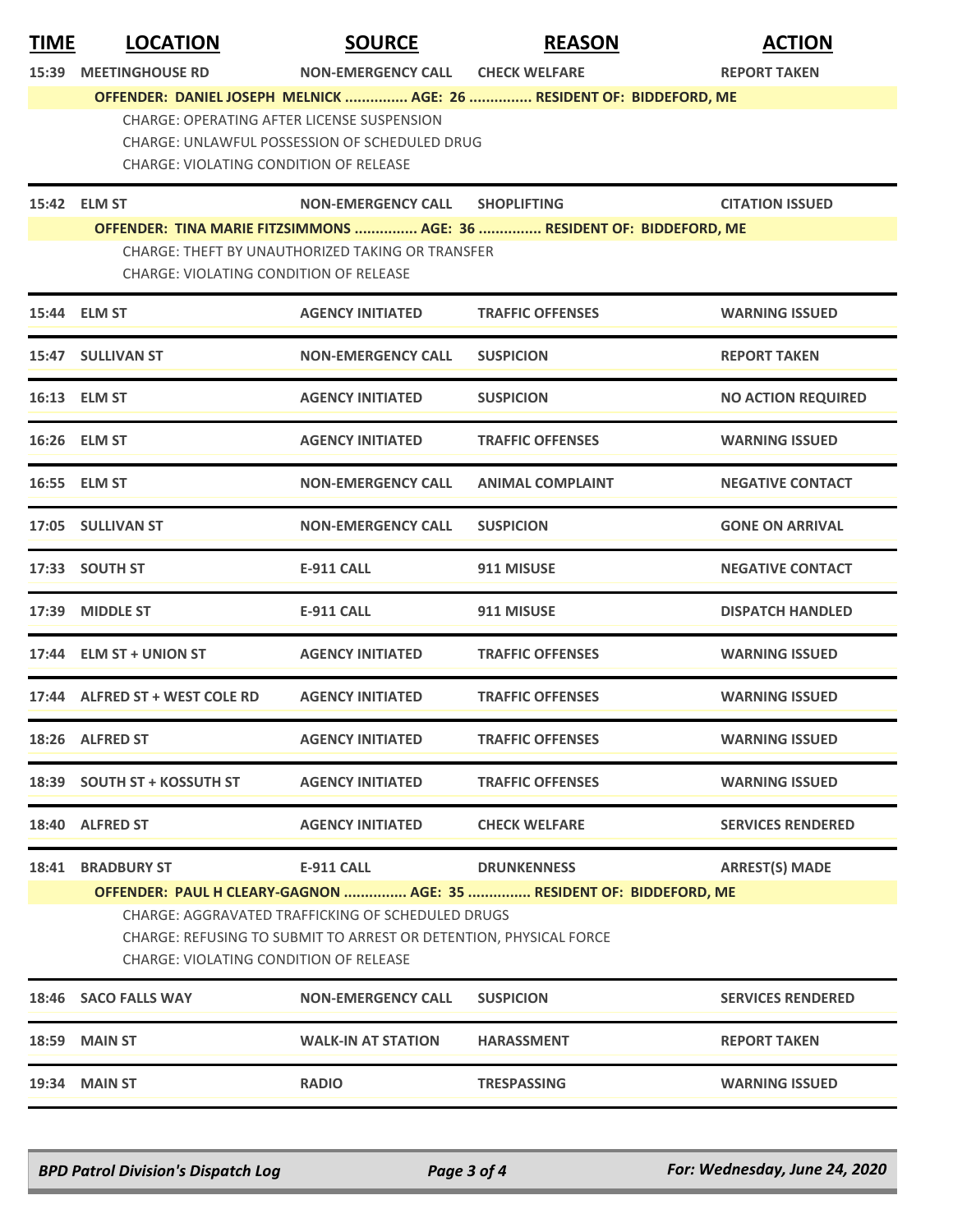| TIME | LOCATION | SOURCE | REASON | ACTION |
|---|---|---|---|---|
| 15:39 | MEETINGHOUSE RD | NON-EMERGENCY CALL | CHECK WELFARE | REPORT TAKEN |

**OFFENDER: DANIEL JOSEPH MELNICK ............... AGE: 26 ............... RESIDENT OF: BIDDEFORD, ME**

CHARGE: OPERATING AFTER LICENSE SUSPENSION
CHARGE: UNLAWFUL POSSESSION OF SCHEDULED DRUG
CHARGE: VIOLATING CONDITION OF RELEASE

| TIME | LOCATION | SOURCE | REASON | ACTION |
|---|---|---|---|---|
| 15:42 | ELM ST | NON-EMERGENCY CALL | SHOPLIFTING | CITATION ISSUED |

**OFFENDER: TINA MARIE FITZSIMMONS ............... AGE: 36 ............... RESIDENT OF: BIDDEFORD, ME**

CHARGE: THEFT BY UNAUTHORIZED TAKING OR TRANSFER
CHARGE: VIOLATING CONDITION OF RELEASE

| TIME | LOCATION | SOURCE | REASON | ACTION |
|---|---|---|---|---|
| 15:44 | ELM ST | AGENCY INITIATED | TRAFFIC OFFENSES | WARNING ISSUED |
| 15:47 | SULLIVAN ST | NON-EMERGENCY CALL | SUSPICION | REPORT TAKEN |
| 16:13 | ELM ST | AGENCY INITIATED | SUSPICION | NO ACTION REQUIRED |
| 16:26 | ELM ST | AGENCY INITIATED | TRAFFIC OFFENSES | WARNING ISSUED |
| 16:55 | ELM ST | NON-EMERGENCY CALL | ANIMAL COMPLAINT | NEGATIVE CONTACT |
| 17:05 | SULLIVAN ST | NON-EMERGENCY CALL | SUSPICION | GONE ON ARRIVAL |
| 17:33 | SOUTH ST | E-911 CALL | 911 MISUSE | NEGATIVE CONTACT |
| 17:39 | MIDDLE ST | E-911 CALL | 911 MISUSE | DISPATCH HANDLED |
| 17:44 | ELM ST + UNION ST | AGENCY INITIATED | TRAFFIC OFFENSES | WARNING ISSUED |
| 17:44 | ALFRED ST + WEST COLE RD | AGENCY INITIATED | TRAFFIC OFFENSES | WARNING ISSUED |
| 18:26 | ALFRED ST | AGENCY INITIATED | TRAFFIC OFFENSES | WARNING ISSUED |
| 18:39 | SOUTH ST + KOSSUTH ST | AGENCY INITIATED | TRAFFIC OFFENSES | WARNING ISSUED |
| 18:40 | ALFRED ST | AGENCY INITIATED | CHECK WELFARE | SERVICES RENDERED |
| 18:41 | BRADBURY ST | E-911 CALL | DRUNKENNESS | ARREST(S) MADE |

**OFFENDER: PAUL H CLEARY-GAGNON ............... AGE: 35 ............... RESIDENT OF: BIDDEFORD, ME**

CHARGE: AGGRAVATED TRAFFICKING OF SCHEDULED DRUGS
CHARGE: REFUSING TO SUBMIT TO ARREST OR DETENTION, PHYSICAL FORCE
CHARGE: VIOLATING CONDITION OF RELEASE

| TIME | LOCATION | SOURCE | REASON | ACTION |
|---|---|---|---|---|
| 18:46 | SACO FALLS WAY | NON-EMERGENCY CALL | SUSPICION | SERVICES RENDERED |
| 18:59 | MAIN ST | WALK-IN AT STATION | HARASSMENT | REPORT TAKEN |
| 19:34 | MAIN ST | RADIO | TRESPASSING | WARNING ISSUED |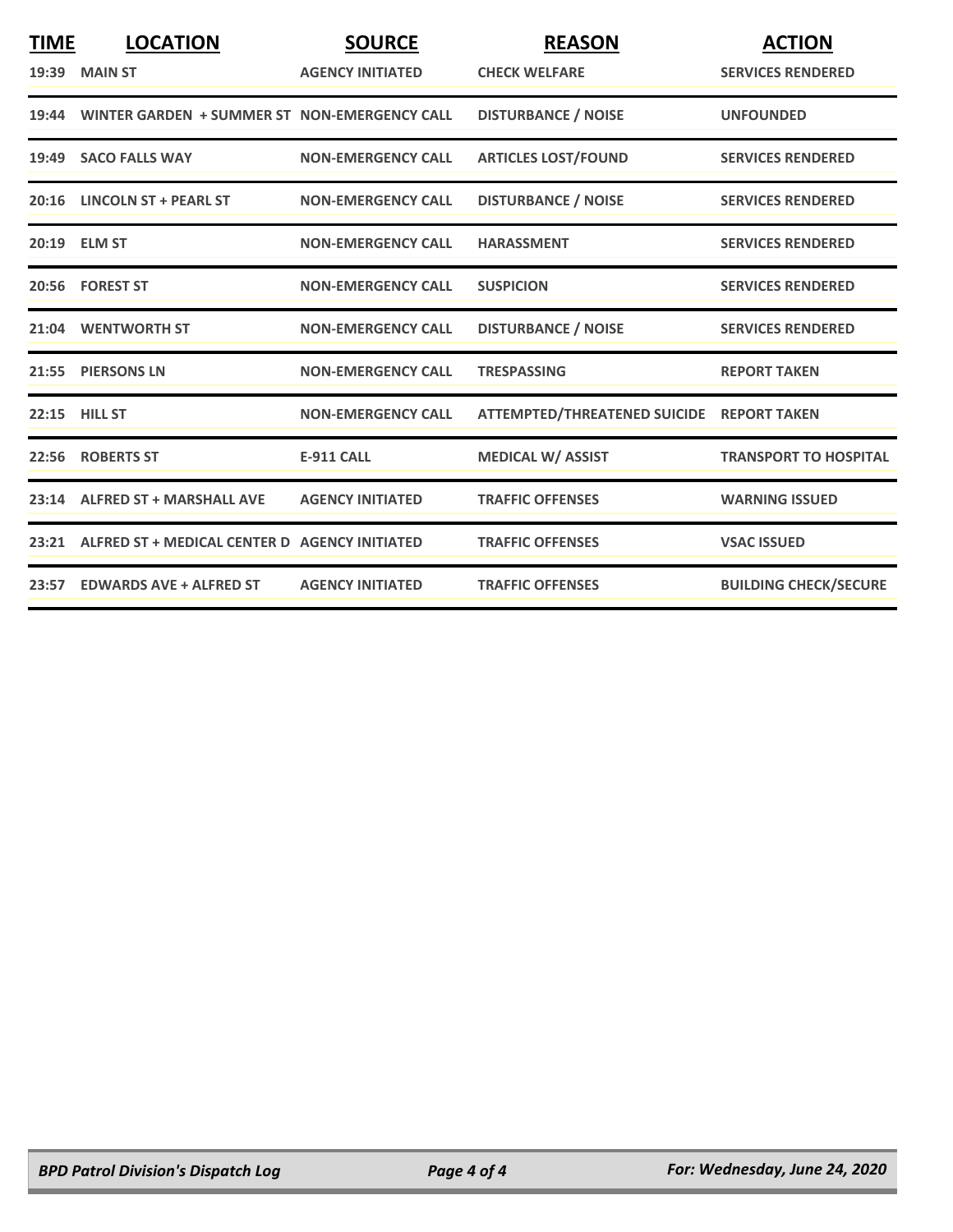| TIME | LOCATION | SOURCE | REASON | ACTION |
|---|---|---|---|---|
| 19:39 | MAIN ST | AGENCY INITIATED | CHECK WELFARE | SERVICES RENDERED |
| 19:44 | WINTER GARDEN + SUMMER ST | NON-EMERGENCY CALL | DISTURBANCE / NOISE | UNFOUNDED |
| 19:49 | SACO FALLS WAY | NON-EMERGENCY CALL | ARTICLES LOST/FOUND | SERVICES RENDERED |
| 20:16 | LINCOLN ST + PEARL ST | NON-EMERGENCY CALL | DISTURBANCE / NOISE | SERVICES RENDERED |
| 20:19 | ELM ST | NON-EMERGENCY CALL | HARASSMENT | SERVICES RENDERED |
| 20:56 | FOREST ST | NON-EMERGENCY CALL | SUSPICION | SERVICES RENDERED |
| 21:04 | WENTWORTH ST | NON-EMERGENCY CALL | DISTURBANCE / NOISE | SERVICES RENDERED |
| 21:55 | PIERSONS LN | NON-EMERGENCY CALL | TRESPASSING | REPORT TAKEN |
| 22:15 | HILL ST | NON-EMERGENCY CALL | ATTEMPTED/THREATENED SUICIDE | REPORT TAKEN |
| 22:56 | ROBERTS ST | E-911 CALL | MEDICAL W/ ASSIST | TRANSPORT TO HOSPITAL |
| 23:14 | ALFRED ST + MARSHALL AVE | AGENCY INITIATED | TRAFFIC OFFENSES | WARNING ISSUED |
| 23:21 | ALFRED ST + MEDICAL CENTER D | AGENCY INITIATED | TRAFFIC OFFENSES | VSAC ISSUED |
| 23:57 | EDWARDS AVE + ALFRED ST | AGENCY INITIATED | TRAFFIC OFFENSES | BUILDING CHECK/SECURE |

*BPD Patrol Division's Dispatch Log* *For: Wednesday, June 24, 2020*